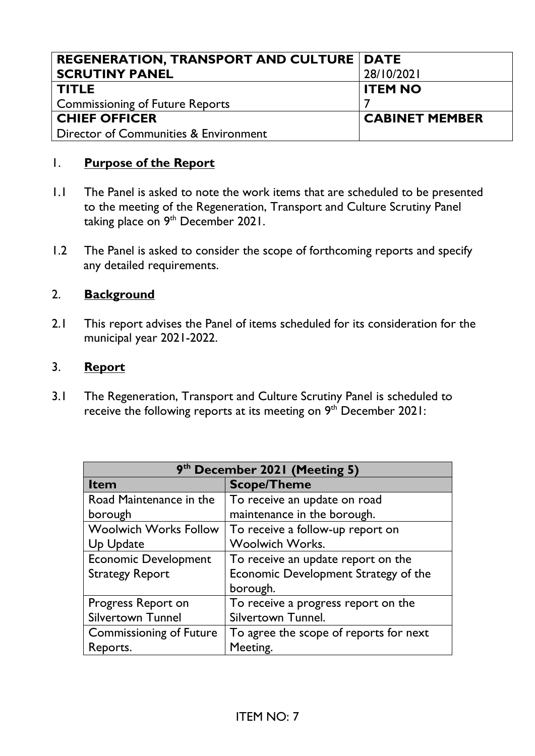| **REGENERATION, TRANSPORT AND CULTURE SCRUTINY PANEL** | **DATE** 28/10/2021 |
| --- | --- |
| **TITLE** Commissioning of Future Reports | **ITEM NO** 7 |
| **CHIEF OFFICER** Director of Communities & Environment | **CABINET MEMBER** |

## 1. **Purpose of the Report**

1.1 The Panel is asked to note the work items that are scheduled to be presented to the meeting of the Regeneration, Transport and Culture Scrutiny Panel taking place on 9th December 2021.

1.2 The Panel is asked to consider the scope of forthcoming reports and specify any detailed requirements.

## 2. **Background**

2.1 This report advises the Panel of items scheduled for its consideration for the municipal year 2021-2022.

## 3. **Report**

3.1 The Regeneration, Transport and Culture Scrutiny Panel is scheduled to receive the following reports at its meeting on 9th December 2021:

| **9th December 2021 (Meeting 5)** | |
| --- | --- |
| **Item** | **Scope/Theme** |
| Road Maintenance in the borough | To receive an update on road maintenance in the borough. |
| Woolwich Works Follow Up Update | To receive a follow-up report on Woolwich Works. |
| Economic Development Strategy Report | To receive an update report on the Economic Development Strategy of the borough. |
| Progress Report on Silvertown Tunnel | To receive a progress report on the Silvertown Tunnel. |
| Commissioning of Future Reports. | To agree the scope of reports for next Meeting. |

ITEM NO: 7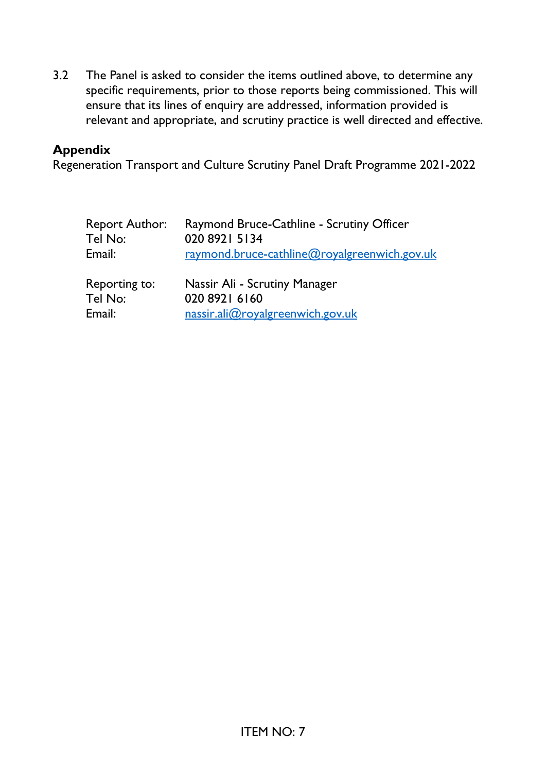3.2 The Panel is asked to consider the items outlined above, to determine any specific requirements, prior to those reports being commissioned. This will ensure that its lines of enquiry are addressed, information provided is relevant and appropriate, and scrutiny practice is well directed and effective.

**Appendix**

Regeneration Transport and Culture Scrutiny Panel Draft Programme 2021-2022

| | |
|---|---|
| Report Author: | Raymond Bruce-Cathline - Scrutiny Officer |
| Tel No: | 020 8921 5134 |
| Email: | raymond.bruce-cathline@royalgreenwich.gov.uk |
| Reporting to: | Nassir Ali - Scrutiny Manager |
| Tel No: | 020 8921 6160 |
| Email: | nassir.ali@royalgreenwich.gov.uk |

ITEM NO: 7